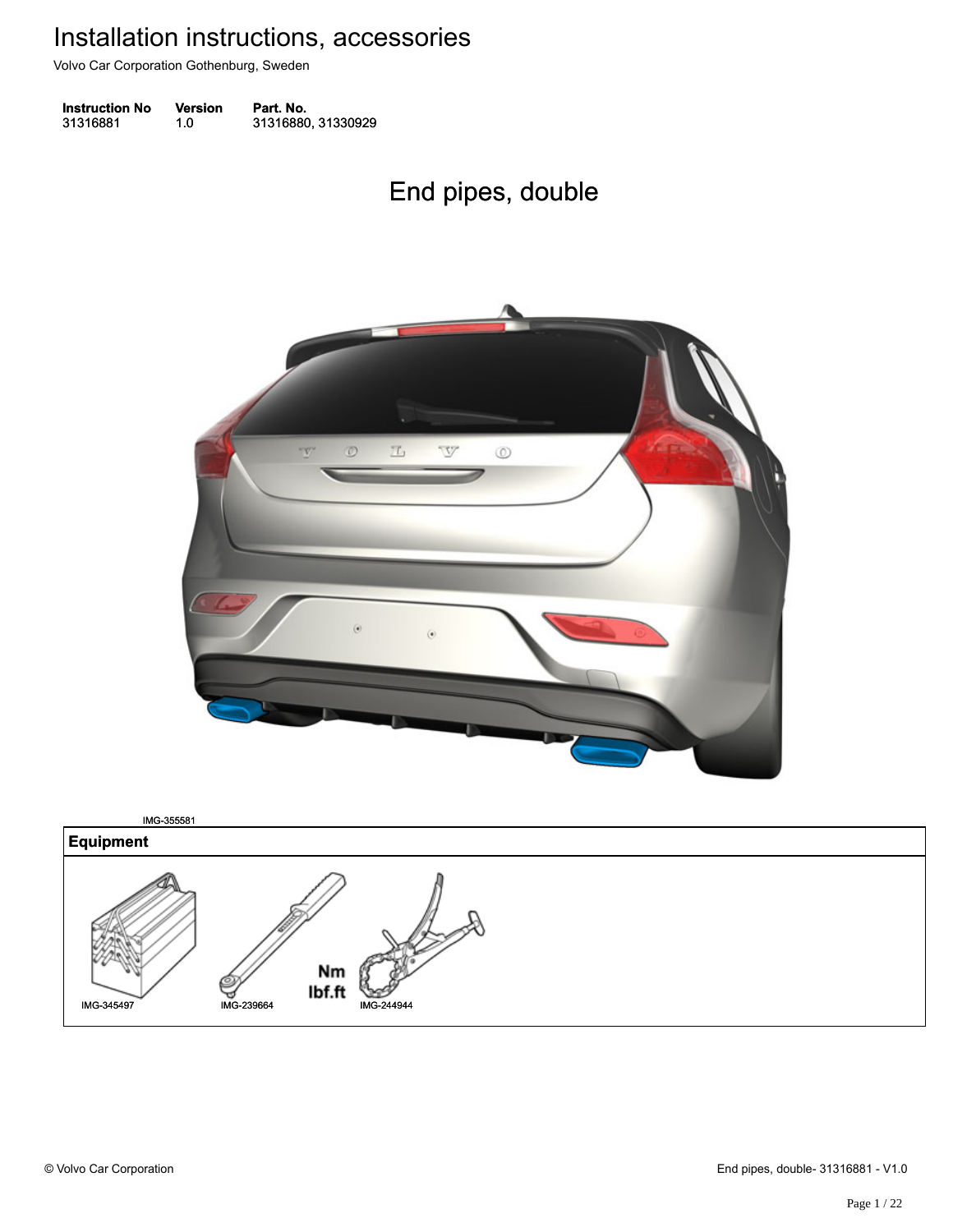# Installation instructions, accessories

Volvo Car Corporation Gothenburg, Sweden

| Instruction No | Version | Part. No. |
|---|---|---|
| 31316881 | 1.0 | 31316880, 31330929 |

## End pipes, double

IMG-355581

| Equipment |
|---|
| IMG-345497 &nbsp;&nbsp; IMG-239664 Nm lbf.ft &nbsp;&nbsp; IMG-244944 |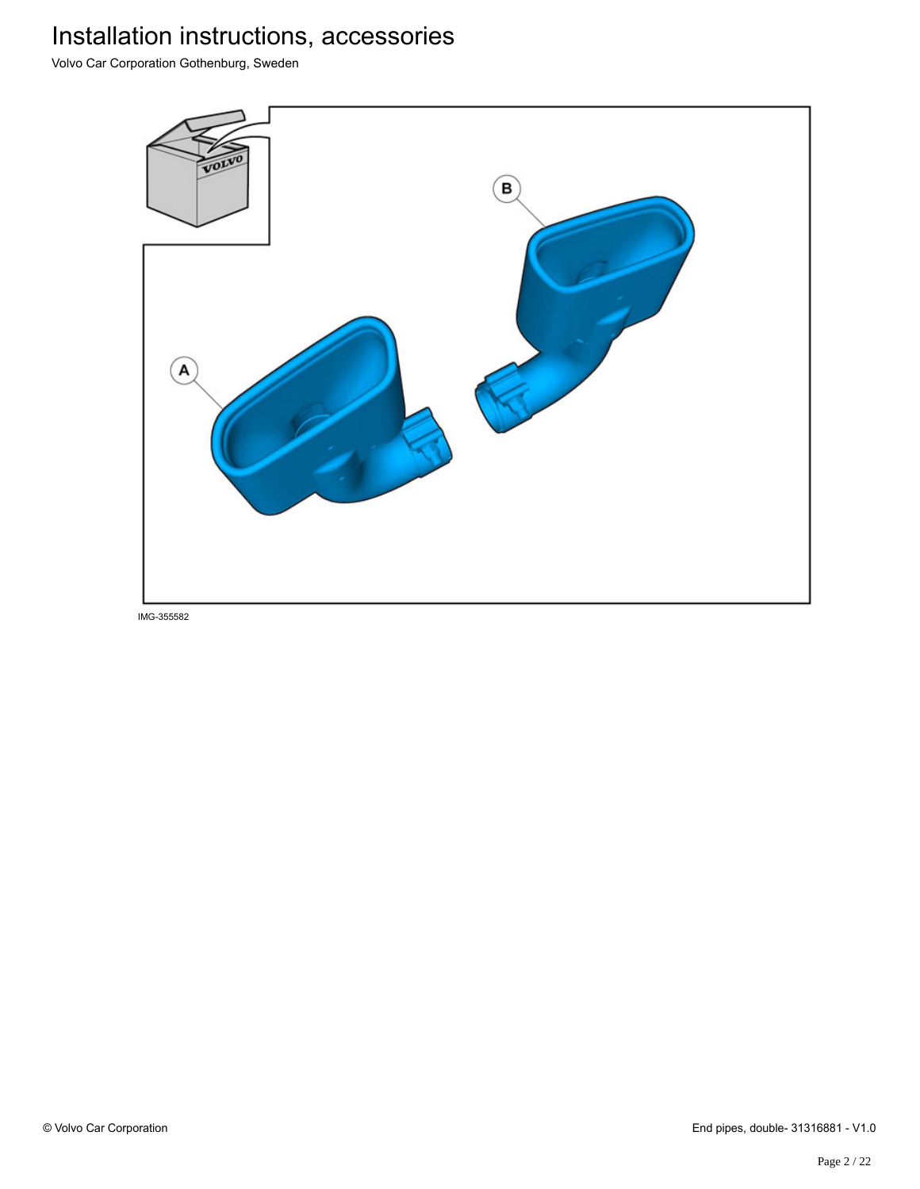IMG-355582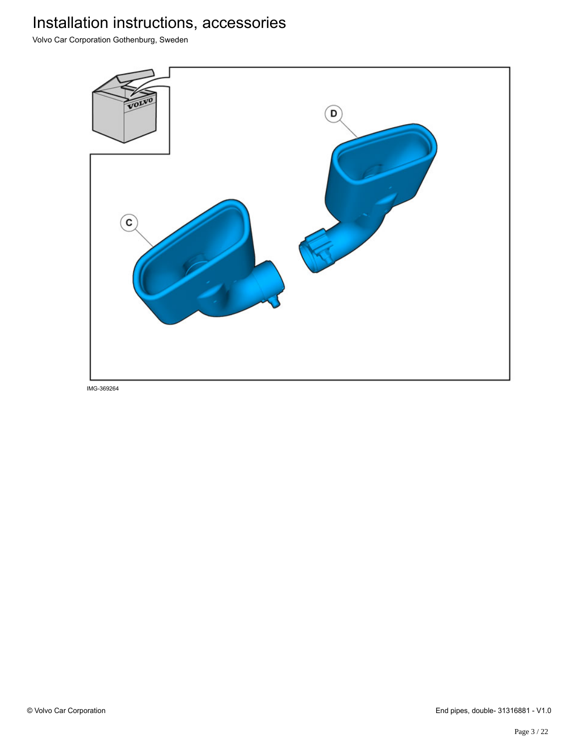IMG-369264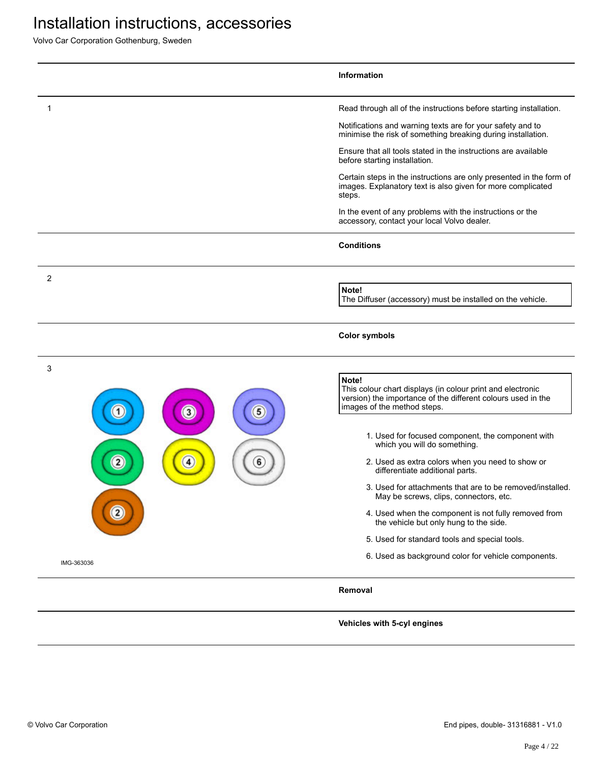# Installation instructions, accessories

Volvo Car Corporation Gothenburg, Sweden

**Information**

1

Read through all of the instructions before starting installation.

Notifications and warning texts are for your safety and to minimise the risk of something breaking during installation.

Ensure that all tools stated in the instructions are available before starting installation.

Certain steps in the instructions are only presented in the form of images. Explanatory text is also given for more complicated steps.

In the event of any problems with the instructions or the accessory, contact your local Volvo dealer.

**Conditions**

2

> **Note!**
> The Diffuser (accessory) must be installed on the vehicle.

**Color symbols**

3

> **Note!**
> This colour chart displays (in colour print and electronic version) the importance of the different colours used in the images of the method steps.

IMG-363036

1. Used for focused component, the component with which you will do something.
2. Used as extra colors when you need to show or differentiate additional parts.
3. Used for attachments that are to be removed/installed. May be screws, clips, connectors, etc.
4. Used when the component is not fully removed from the vehicle but only hung to the side.
5. Used for standard tools and special tools.
6. Used as background color for vehicle components.

**Removal**

**Vehicles with 5-cyl engines**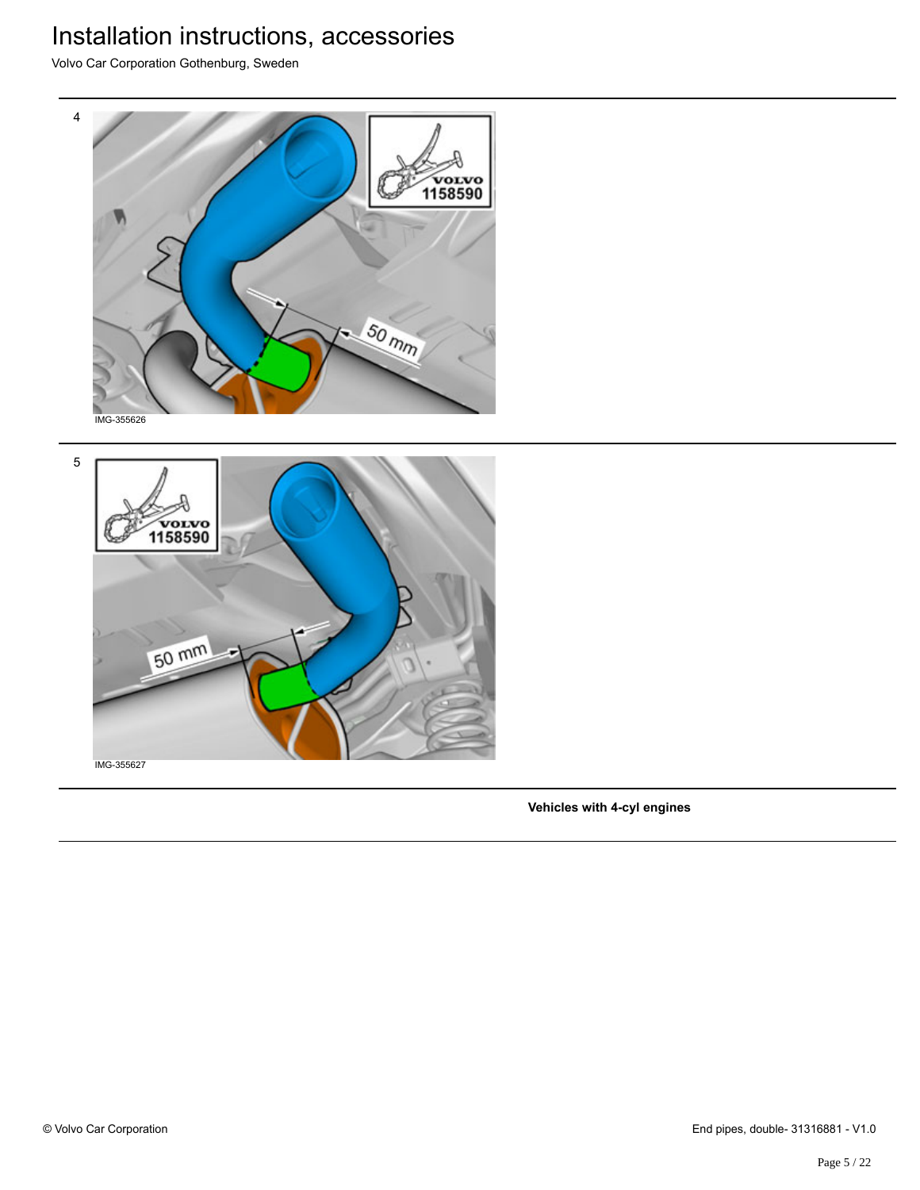4

IMG-355626

5

IMG-355627

**Vehicles with 4-cyl engines**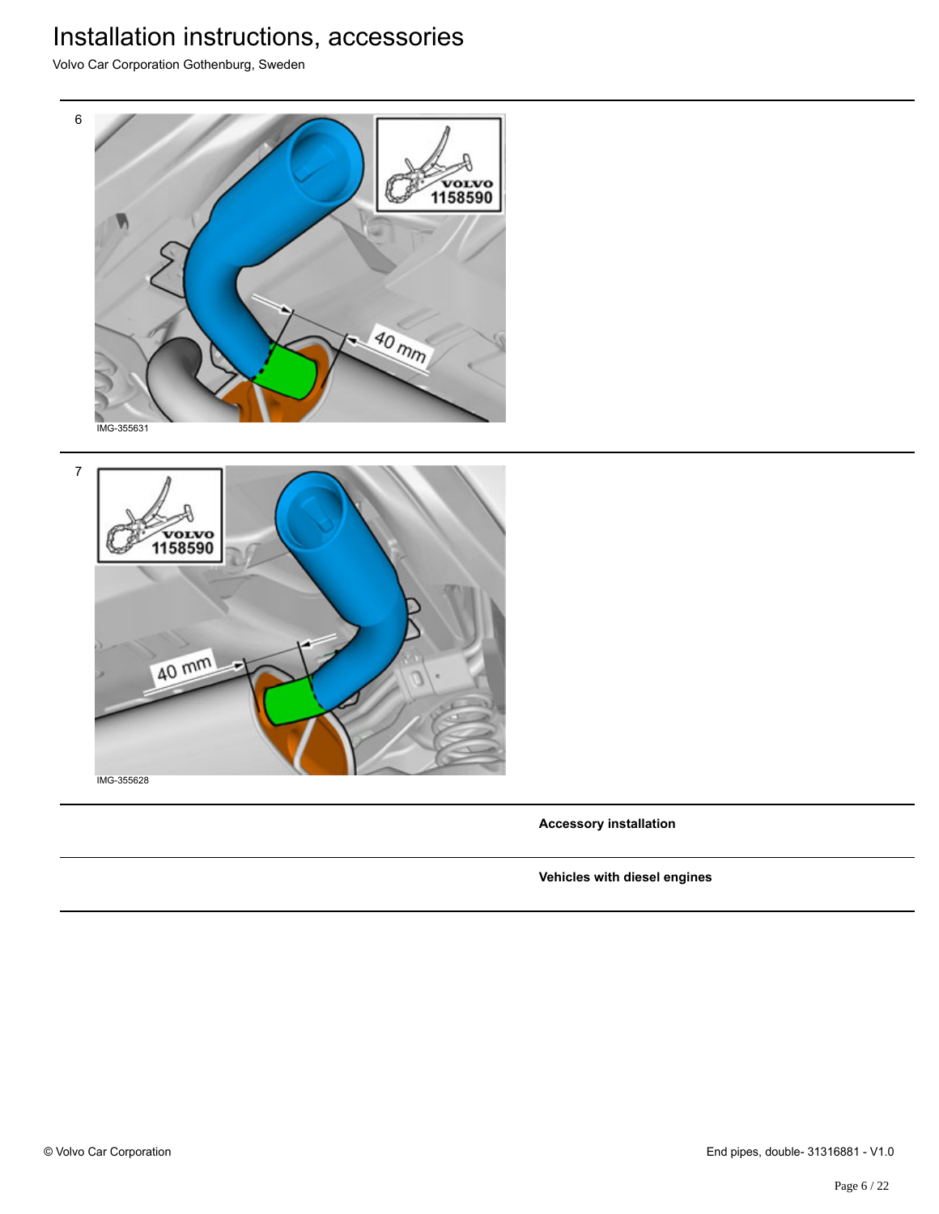6

IMG-355631

7

IMG-355628

**Accessory installation**

**Vehicles with diesel engines**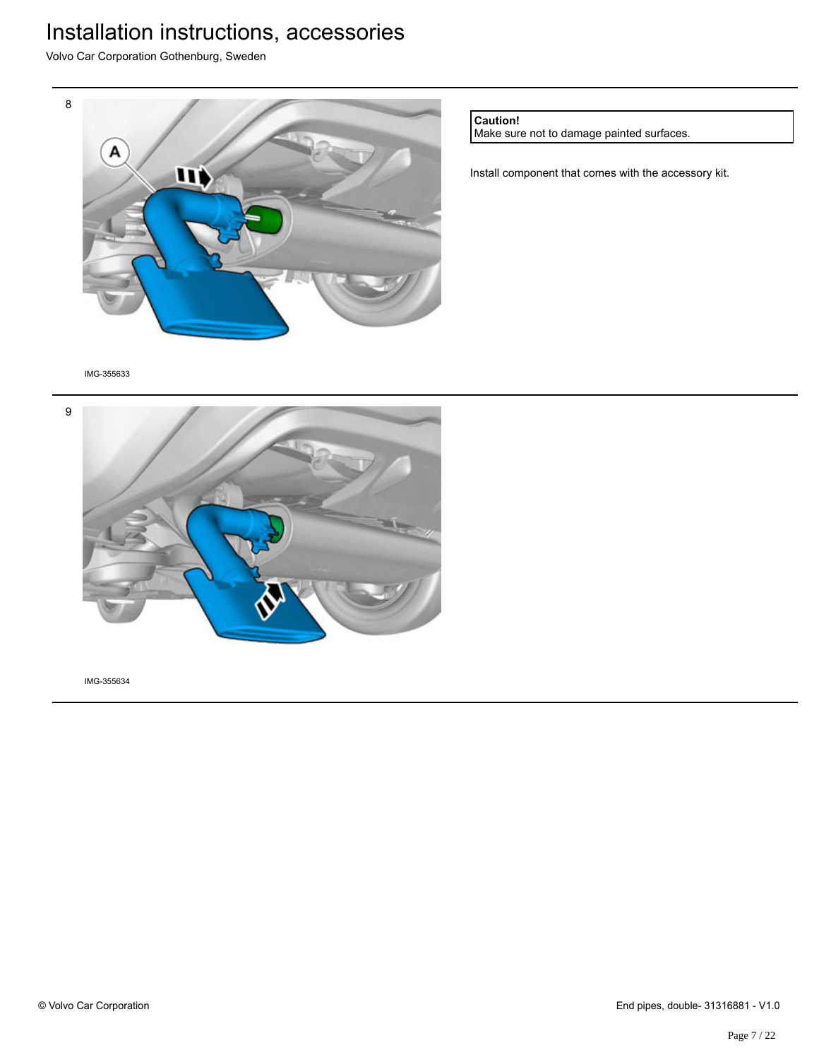8

**Caution!**
Make sure not to damage painted surfaces.

Install component that comes with the accessory kit.

IMG-355633

9

IMG-355634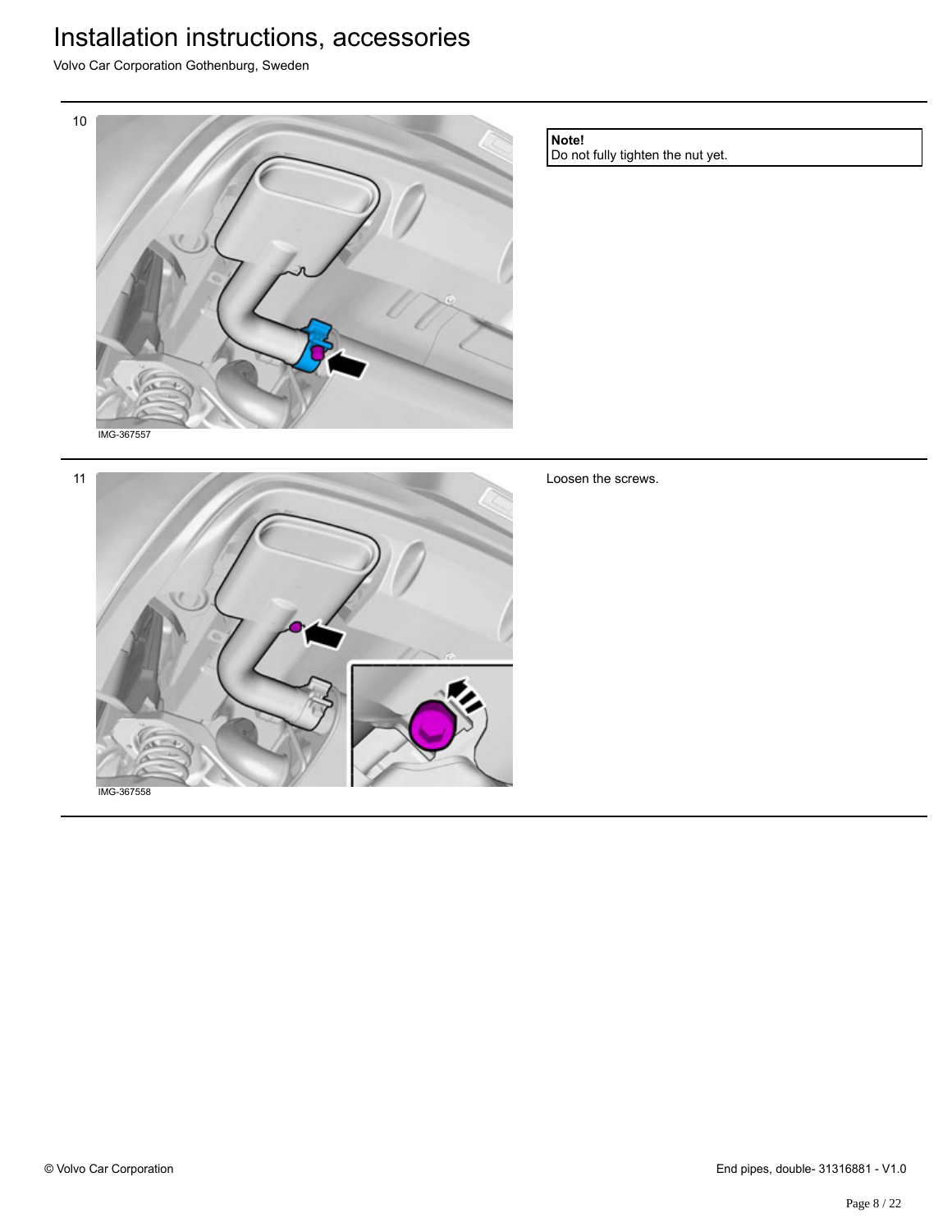10

IMG-367557

**Note!**
Do not fully tighten the nut yet.

11

IMG-367558

Loosen the screws.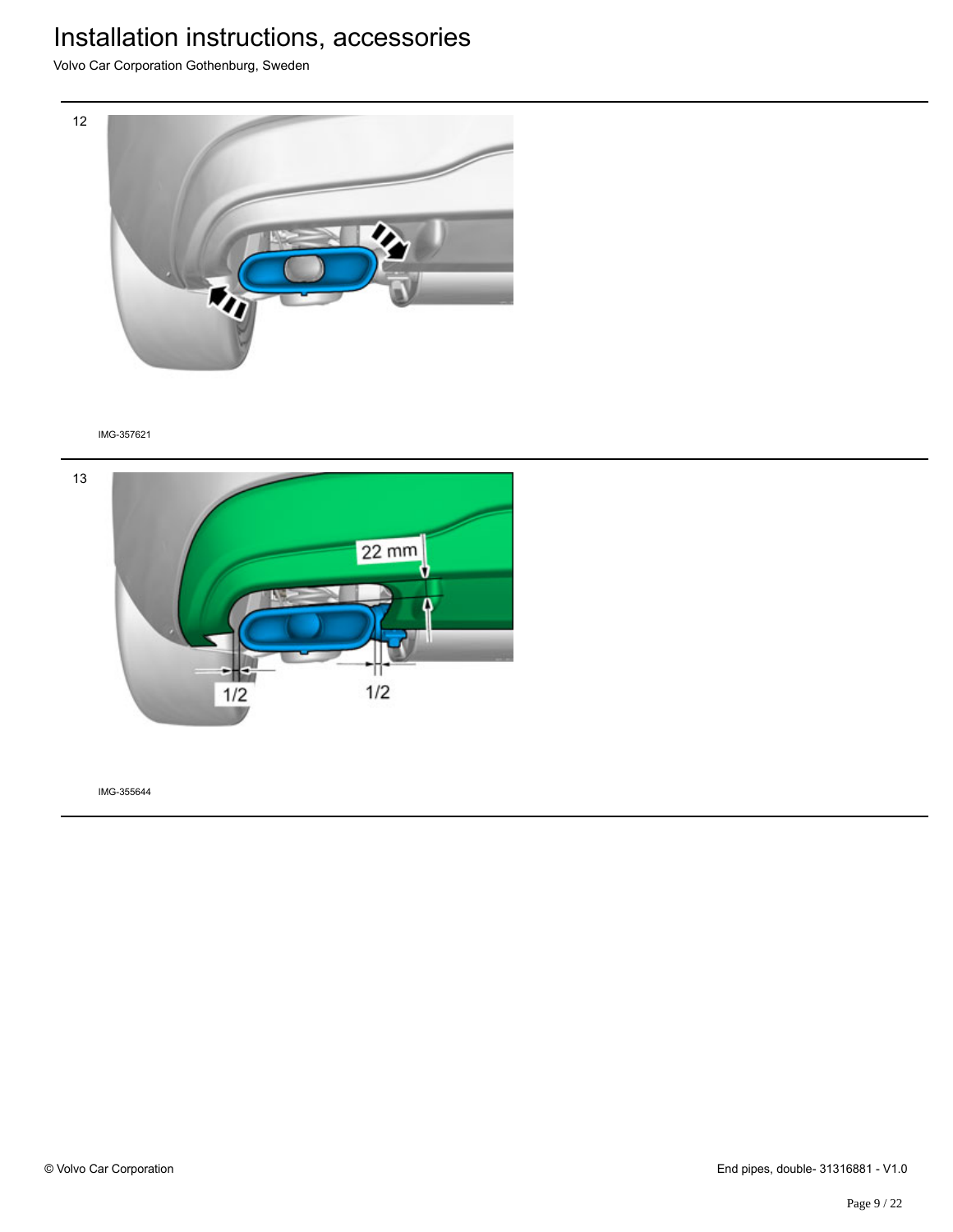12

IMG-357621

13

22 mm

1/2

1/2

IMG-355644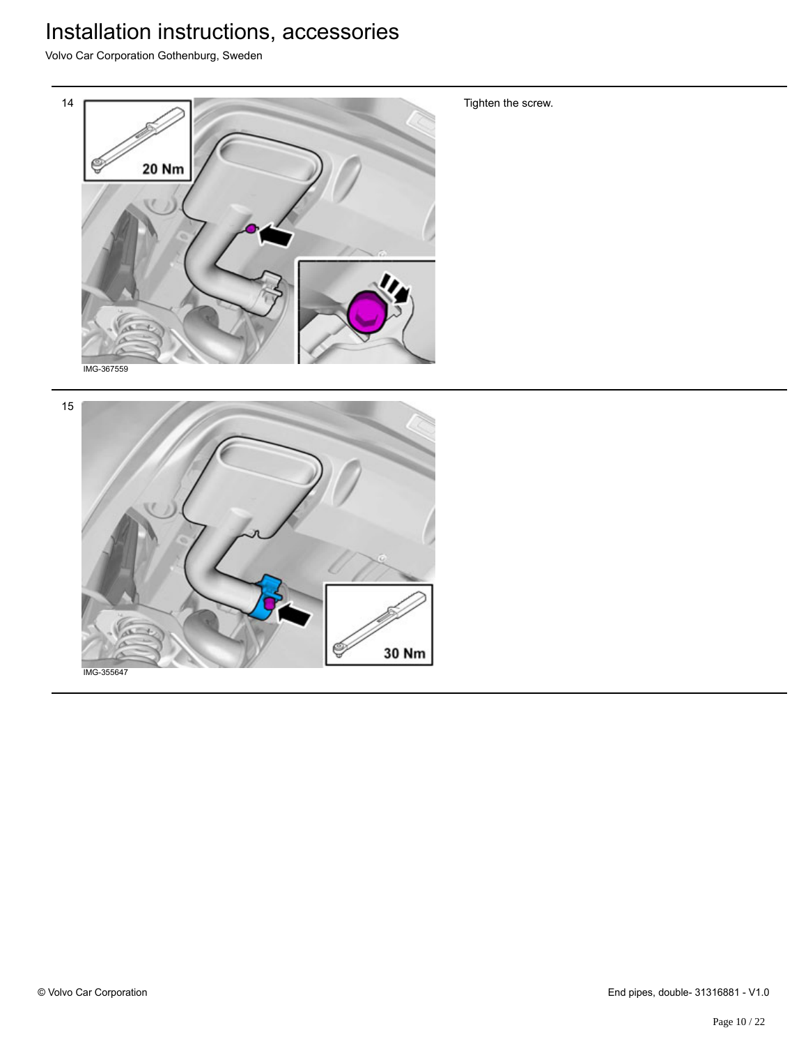14

Tighten the screw.

20 Nm

IMG-367559

15

30 Nm

IMG-355647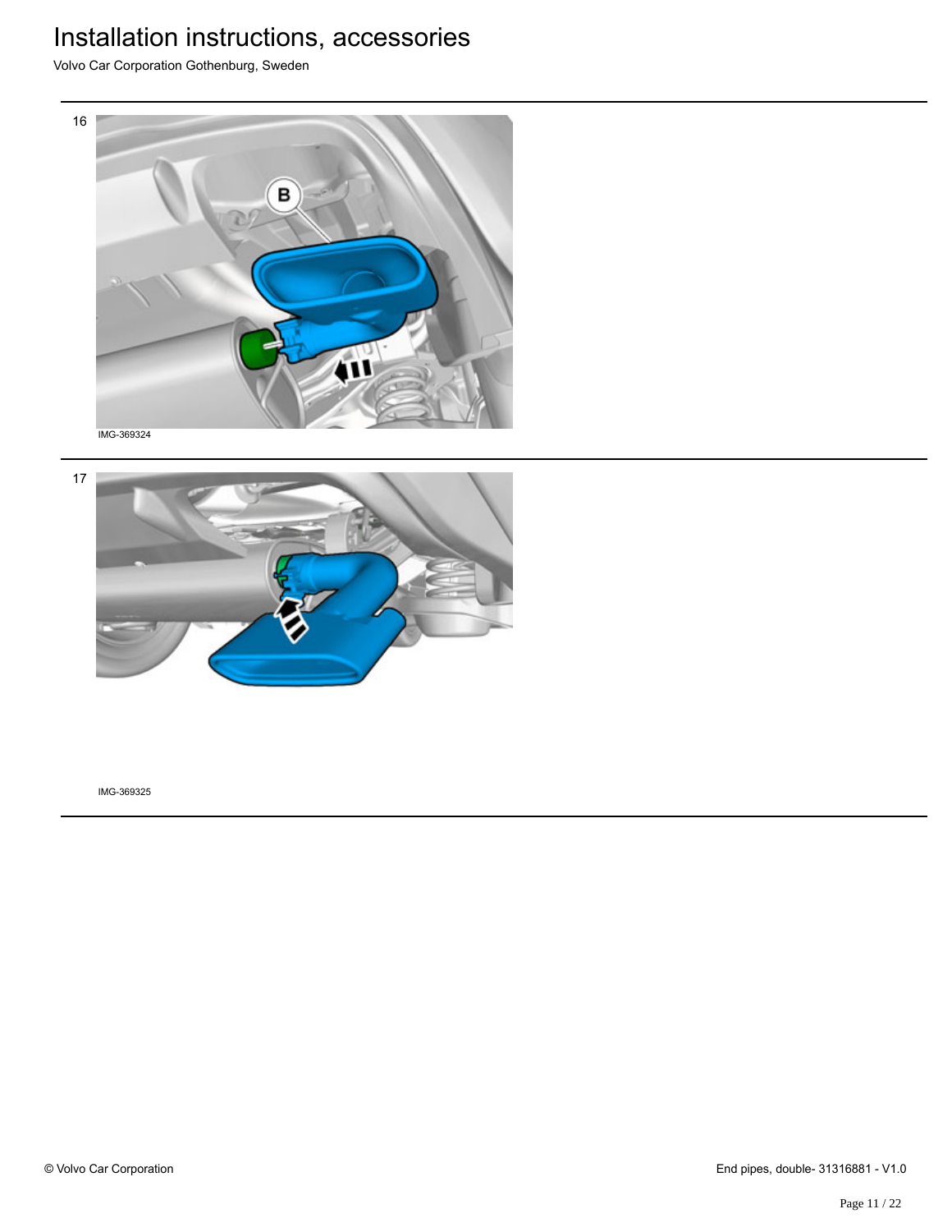16

IMG-369324

17

IMG-369325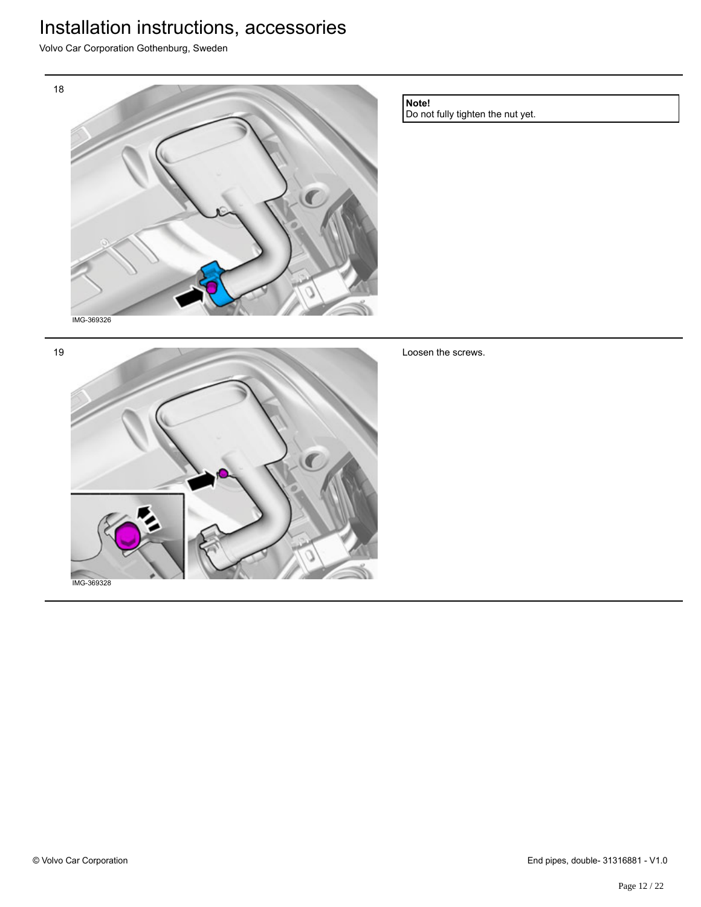18

IMG-369326

**Note!**
Do not fully tighten the nut yet.

19

IMG-369328

Loosen the screws.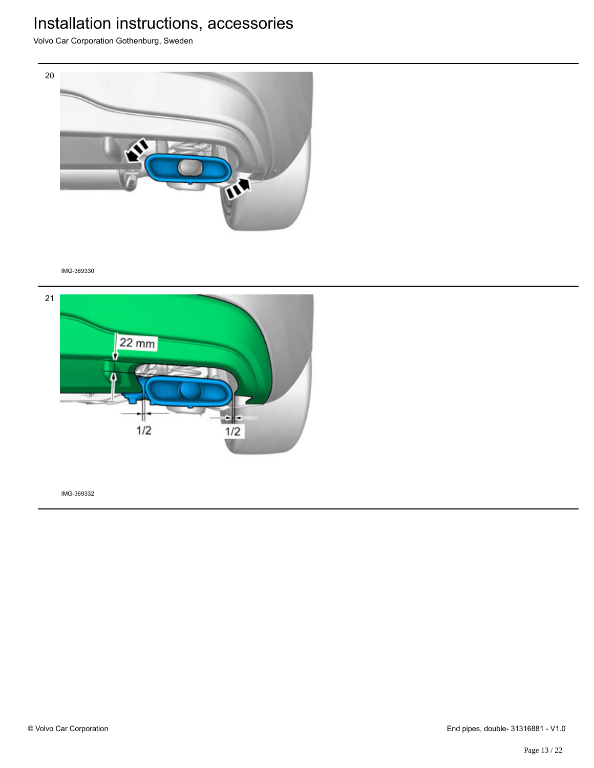20

IMG-369330

21

IMG-369332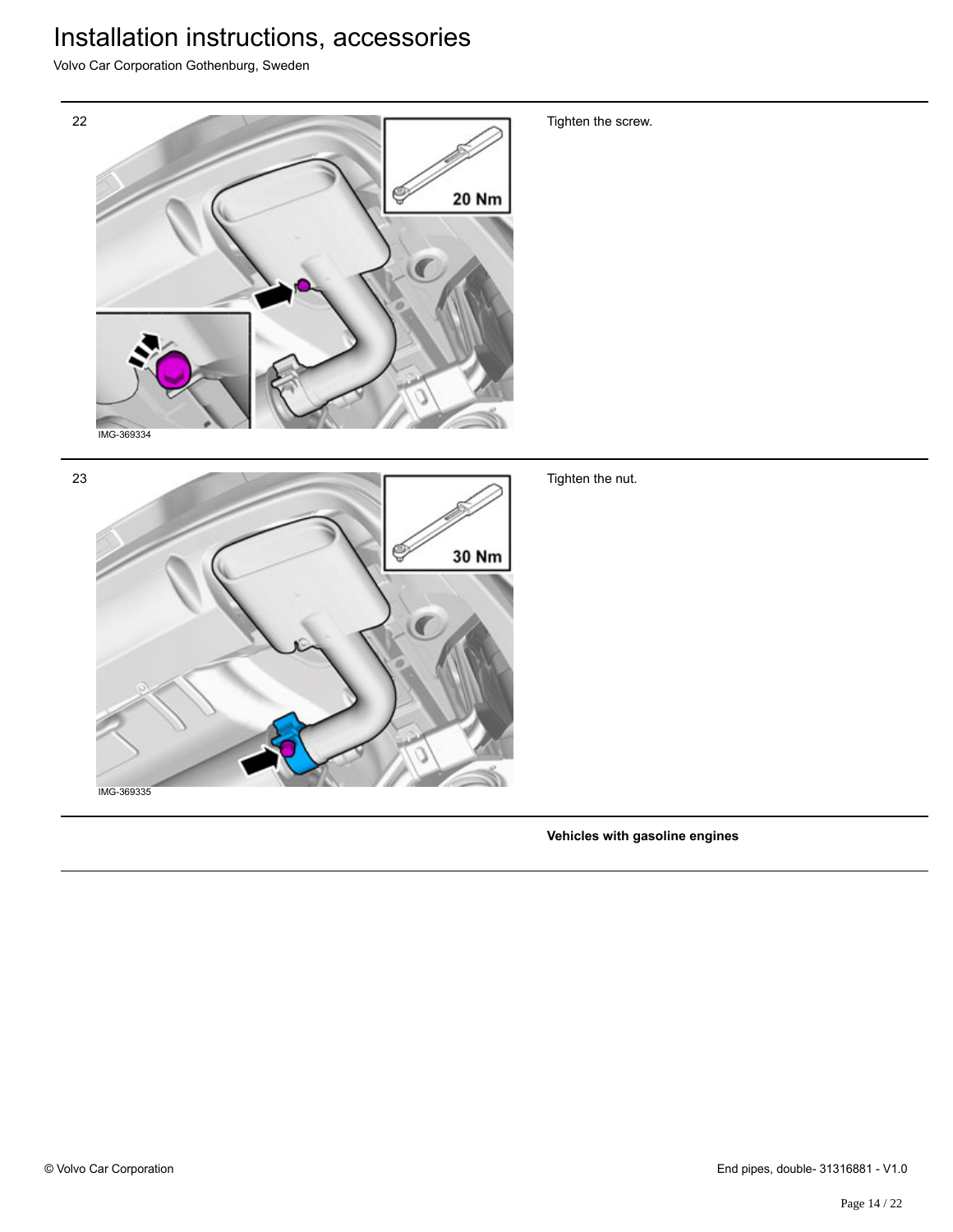22

IMG-369334

Tighten the screw.

23

IMG-369335

Tighten the nut.

**Vehicles with gasoline engines**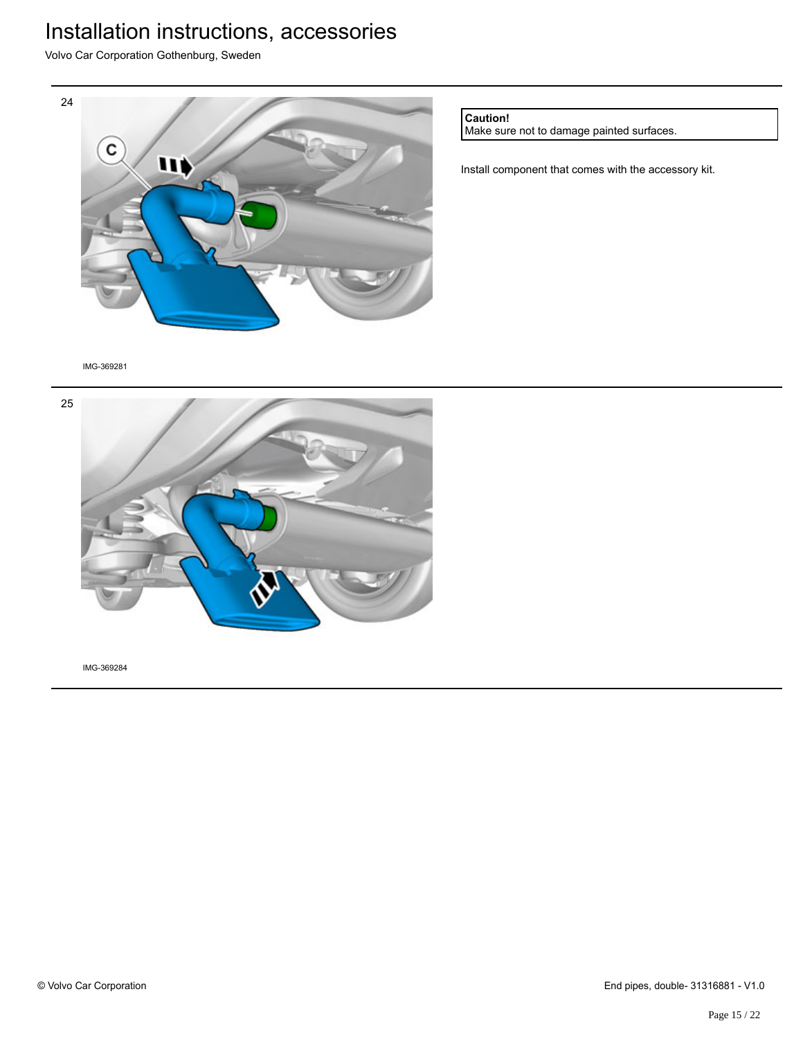24

IMG-369281

**Caution!**
Make sure not to damage painted surfaces.

Install component that comes with the accessory kit.

25

IMG-369284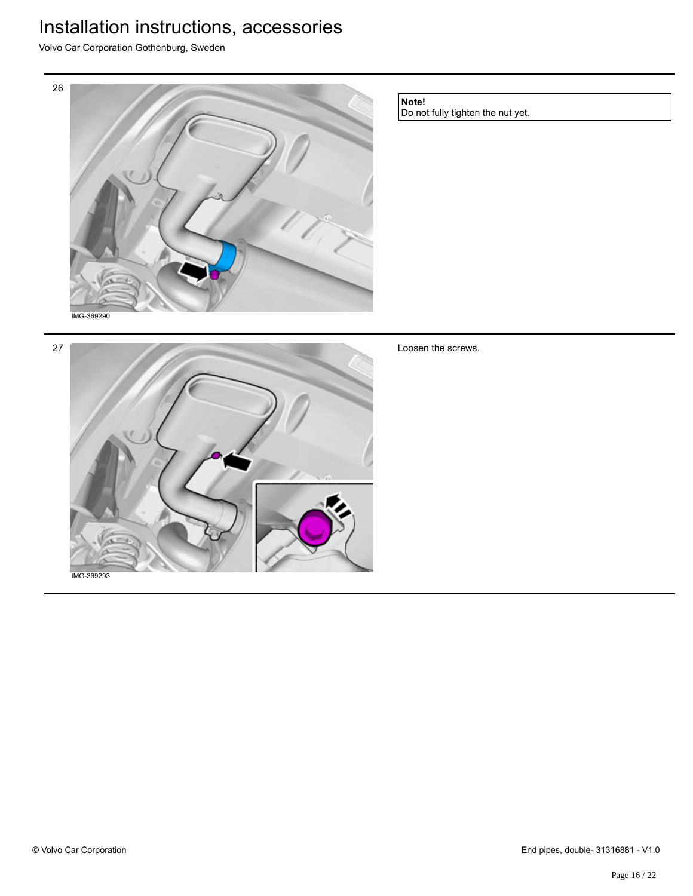26

IMG-369290

**Note!**
Do not fully tighten the nut yet.

27

IMG-369293

Loosen the screws.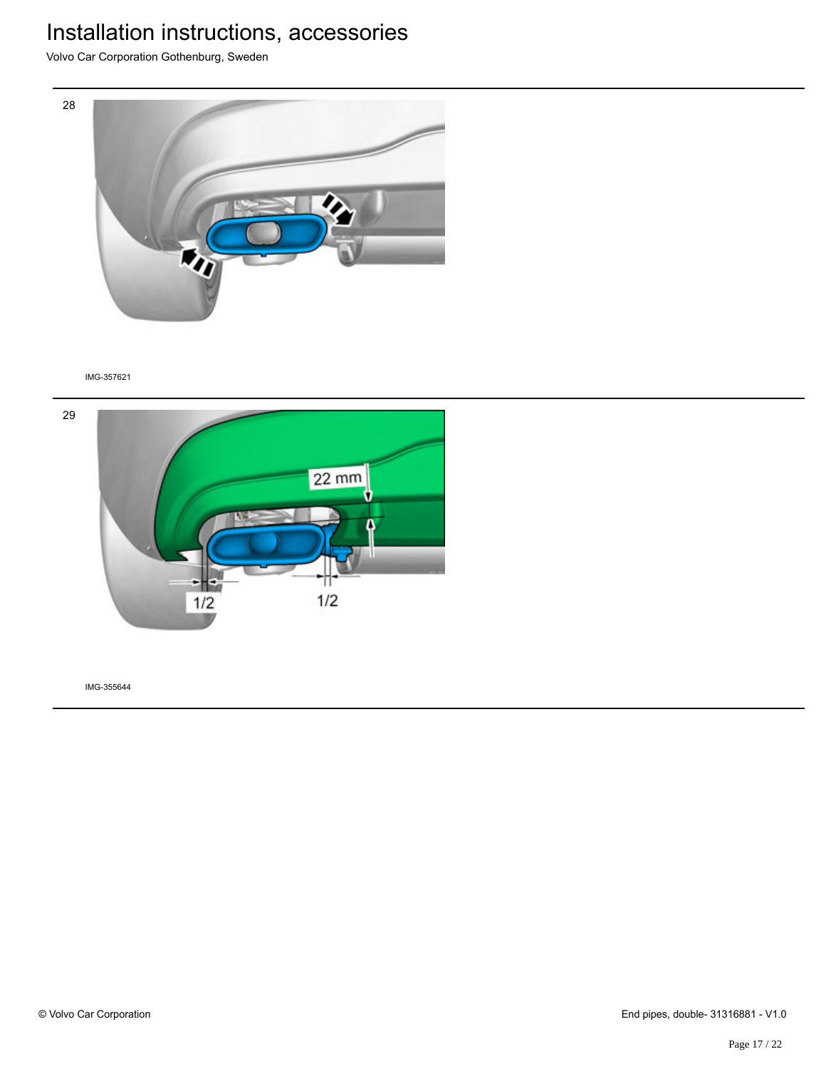28

IMG-357621

29

22 mm

1/2

1/2

IMG-355644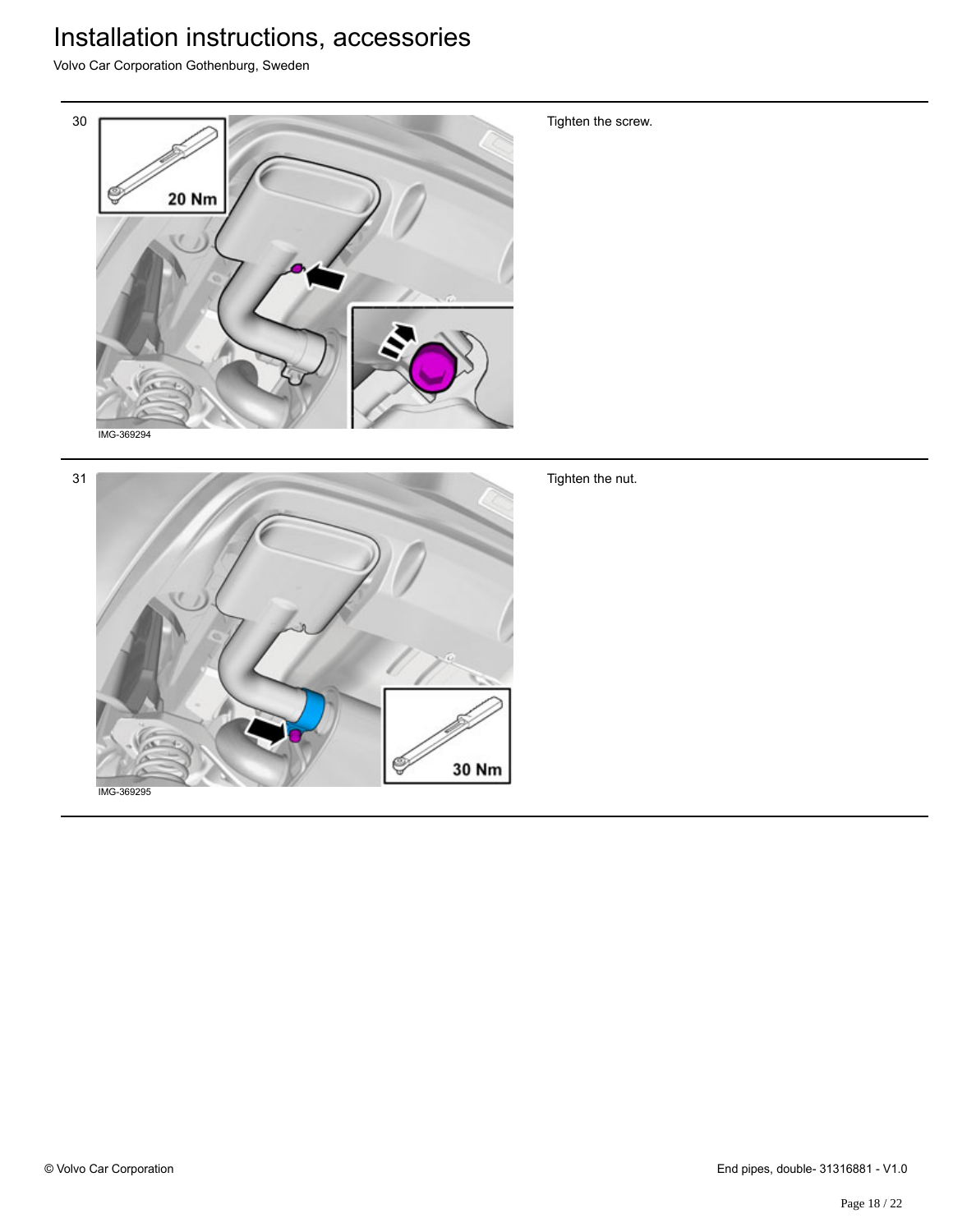| | | |
|---|---|---|
| 30 | IMG-369294 | Tighten the screw. |
| 31 | IMG-369295 | Tighten the nut. |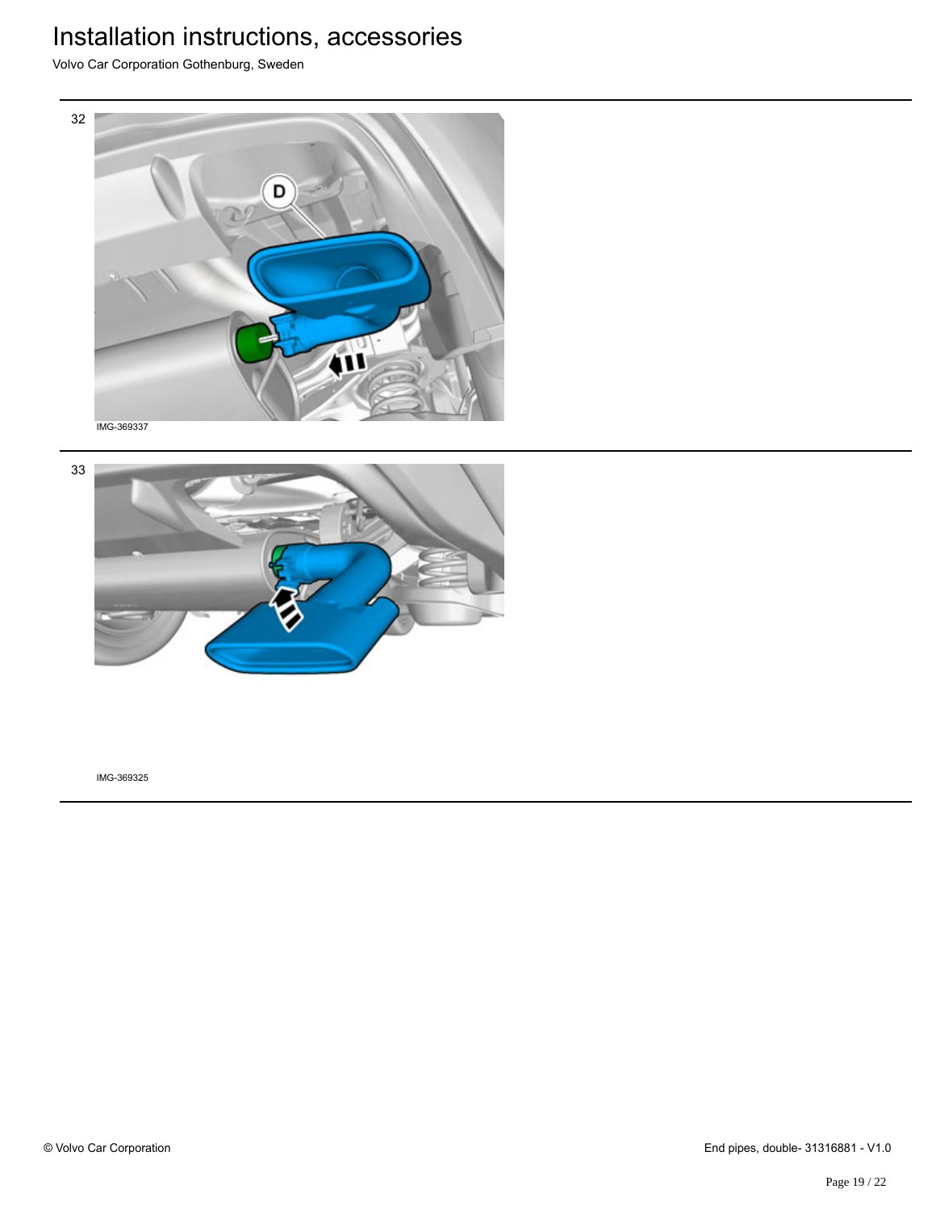32

IMG-369337

33

IMG-369325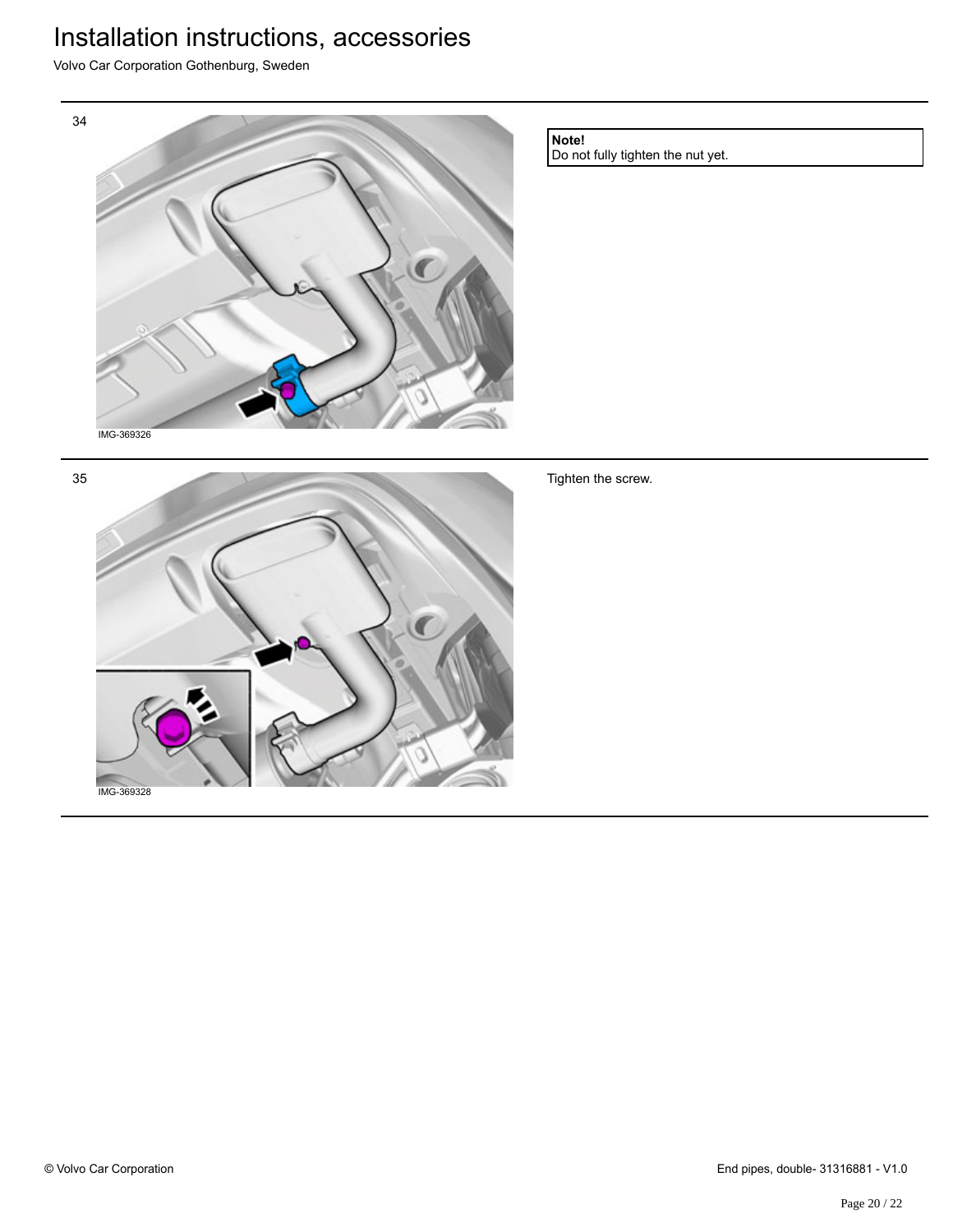34

IMG-369326

**Note!**
Do not fully tighten the nut yet.

35

IMG-369328

Tighten the screw.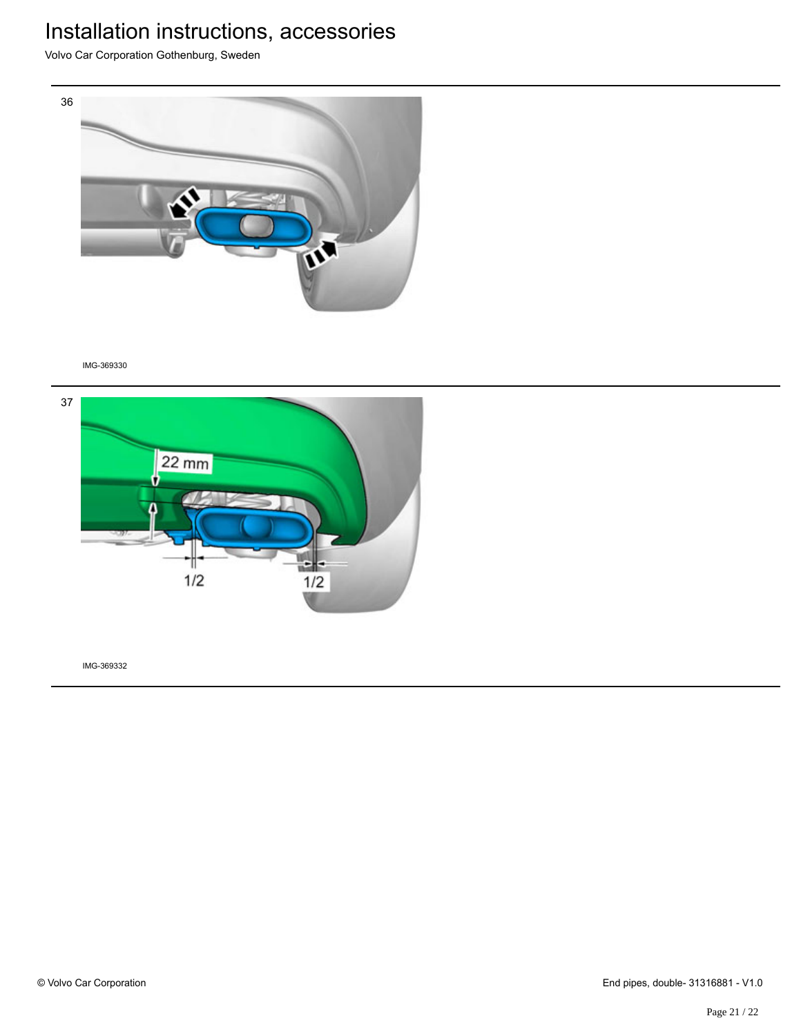36

IMG-369330

37

22 mm

1/2

1/2

IMG-369332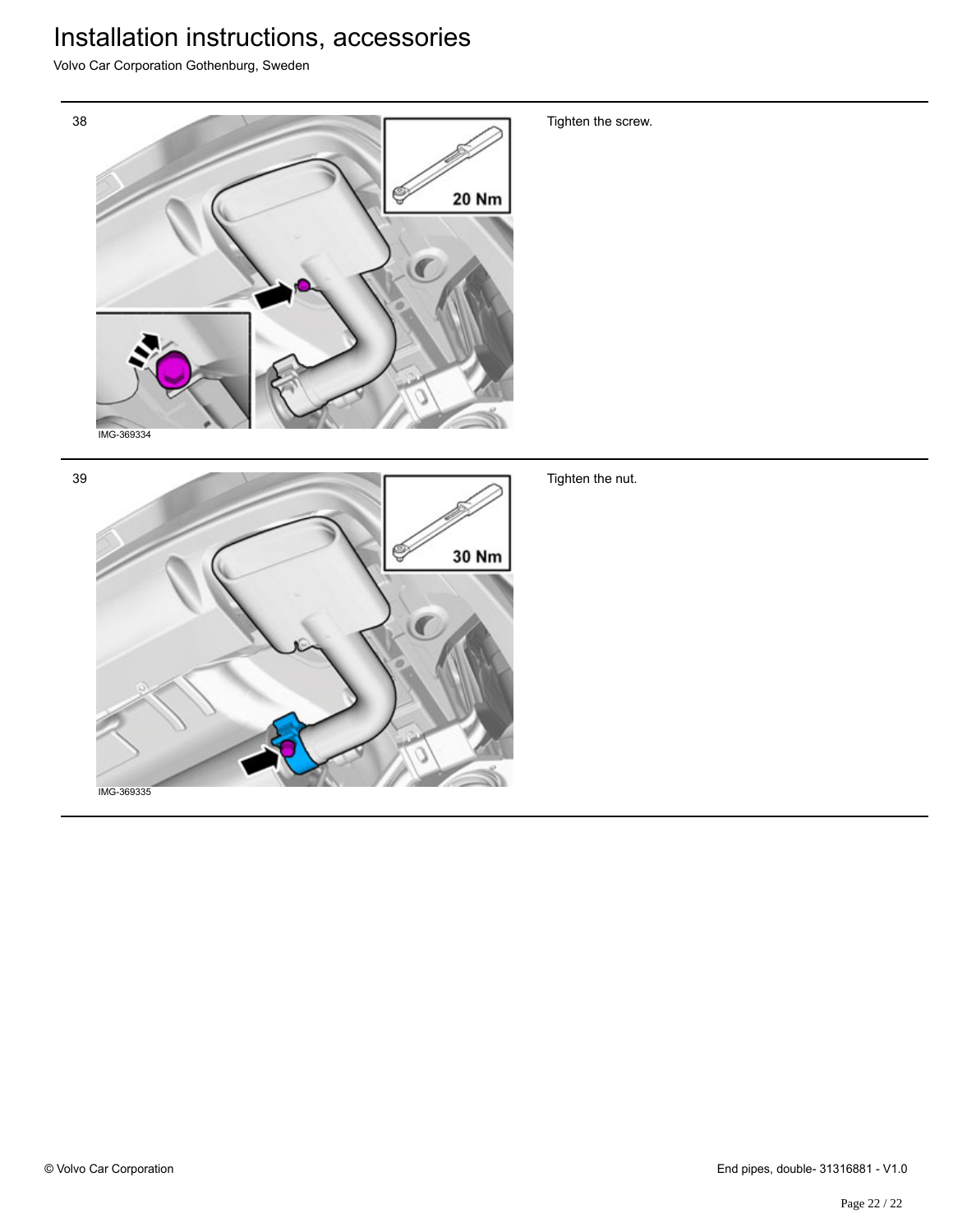38

20 Nm

IMG-369334

Tighten the screw.

39

30 Nm

IMG-369335

Tighten the nut.